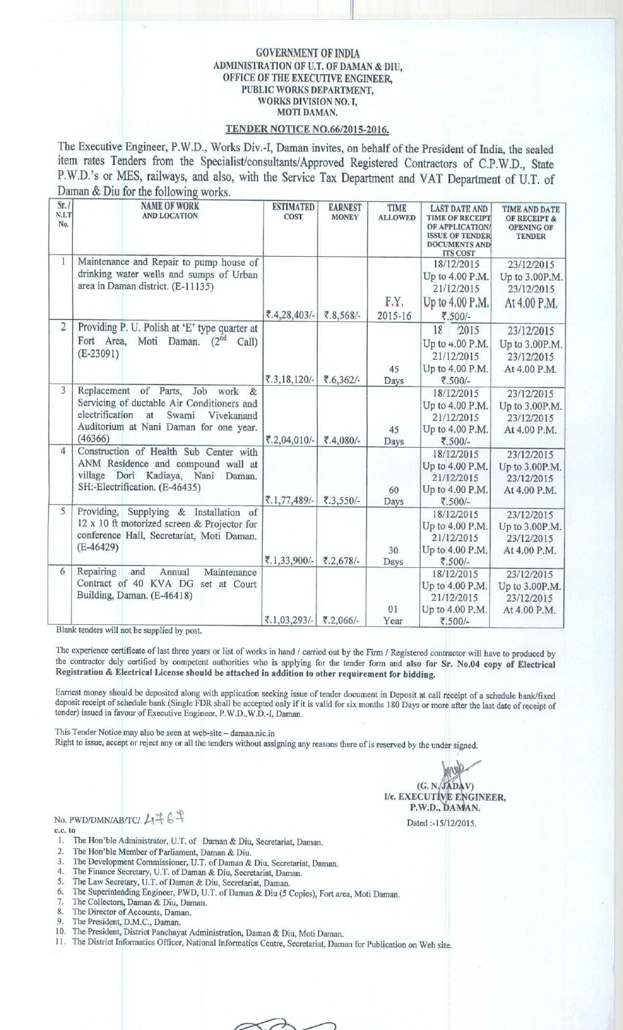**GOVERNMENT OF INDIA**
**ADMINISTRATION OF U.T. OF DAMAN & DIU,**
**OFFICE OF THE EXECUTIVE ENGINEER,**
**PUBLIC WORKS DEPARTMENT,**
**WORKS DIVISION NO. I,**
**MOTI DAMAN.**

**TENDER NOTICE NO.66/2015-2016.**

The Executive Engineer, P.W.D., Works Div.-I, Daman invites, on behalf of the President of India, the sealed item rates Tenders from the Specialist/consultants/Approved Registered Contractors of C.P.W.D., State P.W.D.'s or MES, railways, and also, with the Service Tax Department and VAT Department of U.T. of Daman & Diu for the following works.

| Sr./ N.I.T No. | NAME OF WORK AND LOCATION | ESTIMATED COST | EARNEST MONEY | TIME ALLOWED | LAST DATE AND TIME OF RECEIPT OF APPLICATION/ ISSUE OF TENDER DOCUMENTS AND ITS COST | TIME AND DATE OF RECEIPT & OPENING OF TENDER |
|---|---|---|---|---|---|---|
| 1 | Maintenance and Repair to pump house of drinking water wells and sumps of Urban area in Daman district. (E-11135) | ₹.4,28,403/- | ₹.8,568/- | F.Y. 2015-16 | 18/12/2015 Up to 4.00 P.M. 21/12/2015 Up to 4.00 P.M. ₹.500/- | 23/12/2015 Up to 3.00P.M. 23/12/2015 At 4.00 P.M. |
| 2 | Providing P. U. Polish at 'E' type quarter at Fort Area, Moti Daman. (2nd Call) (E-23091) | ₹.3,18,120/- | ₹.6,362/- | 45 Days | 18 2015 Up to 4.00 P.M. 21/12/2015 Up to 4.00 P.M. ₹.500/- | 23/12/2015 Up to 3.00P.M. 23/12/2015 At 4.00 P.M. |
| 3 | Replacement of Parts, Job work & Servicing of ductable Air Conditioners and electrification at Swami Vivekanand Auditorium at Nani Daman for one year. (46366) | ₹.2,04,010/- | ₹.4,080/- | 45 Days | 18/12/2015 Up to 4.00 P.M. 21/12/2015 Up to 4.00 P.M. ₹.500/- | 23/12/2015 Up to 3.00P.M. 23/12/2015 At 4.00 P.M. |
| 4 | Construction of Health Sub Center with ANM Residence and compound wall at village Dori Kadiaya, Nani Daman. SH:-Electrification. (E-46435) | ₹.1,77,489/- | ₹.3,550/- | 60 Days | 18/12/2015 Up to 4.00 P.M. 21/12/2015 Up to 4.00 P.M. ₹.500/- | 23/12/2015 Up to 3.00P.M. 23/12/2015 At 4.00 P.M. |
| 5 | Providing, Supplying & Installation of 12 x 10 ft motorized screen & Projector for conference Hall, Secretariat, Moti Daman. (E-46429) | ₹.1,33,900/- | ₹.2,678/- | 30 Days | 18/12/2015 Up to 4.00 P.M. 21/12/2015 Up to 4.00 P.M. ₹.500/- | 23/12/2015 Up to 3.00P.M. 23/12/2015 At 4.00 P.M. |
| 6 | Repairing and Annual Maintenance Contract of 40 KVA DG set at Court Building, Daman. (E-46418) | ₹.1,03,293/- | ₹.2,066/- | 01 Year | 18/12/2015 Up to 4.00 P.M. 21/12/2015 Up to 4.00 P.M. ₹.500/- | 23/12/2015 Up to 3.00P.M. 23/12/2015 At 4.00 P.M. |

Blank tenders will not be supplied by post.

The experience certificate of last three years or list of works in hand / carried out by the Firm / Registered contractor will have to produced by the contractor duly certified by competent authorities who is applying for the tender form and **also for Sr. No.04 copy of Electrical Registration & Electrical License should be attached in addition to other requirement for bidding.**

Earnest money should be deposited along with application seeking issue of tender document in Deposit at call receipt of a schedule bank/fixed deposit receipt of schedule bank (Single FDR shall be accepted only if it is valid for six months 180 Days or more after the last date of receipt of tender) issued in favour of Executive Engineer, P.W.D.,W.D.-I, Daman.

This Tender Notice may also be seen at web-site – daman.nic.in

Right to issue, accept or reject any or all the tenders without assigning any reasons there of is reserved by the under signed.

(G. N. JADAV)
I/c. EXECUTIVE ENGINEER,
P.W.D., DAMAN.

No. PWD/DMN/AB/TC/ 4764

Dated :-15/12/2015.

c.c. to

1. The Hon'ble Administrator, U.T. of Daman & Diu, Secretariat, Daman.
2. The Hon'ble Member of Parliament, Daman & Diu.
3. The Development Commissioner, U.T. of Daman & Diu, Secretariat, Daman.
4. The Finance Secretary, U.T. of Daman & Diu, Secretariat, Daman.
5. The Law Secretary, U.T. of Daman & Diu, Secretariat, Daman.
6. The Superintending Engineer, PWD, U.T. of Daman & Diu (5 Copies), Fort area, Moti Daman.
7. The Collectors, Daman & Diu, Daman.
8. The Director of Accounts, Daman.
9. The President, D.M.C., Daman.
10. The President, District Panchayat Administration, Daman & Diu, Moti Daman.
11. The District Informatics Officer, National Informatics Centre, Secretariat, Daman for Publication on Web site.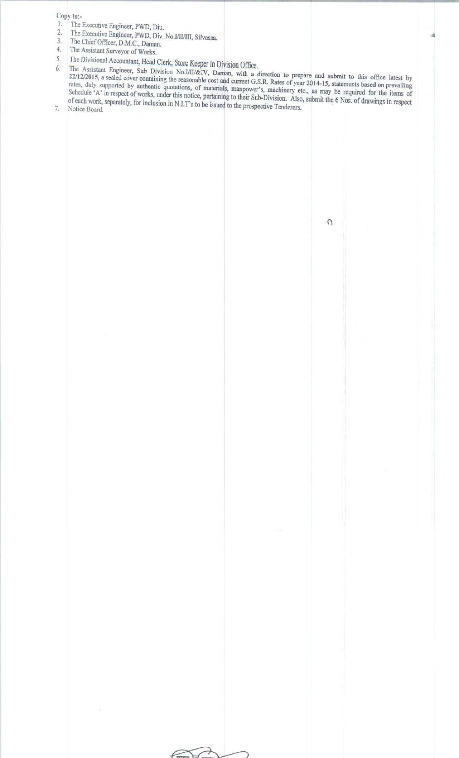Copy to:-

1. The Executive Engineer, PWD, Diu.
2. The Executive Engineer, PWD, Div. No.I/II/III, Silvassa.
3. The Chief Officer, D.M.C., Daman.
4. The Assistant Surveyor of Works.
5. The Divisional Accountant, Head Clerk, Store Keeper in Division Office.
6. The Assistant Engineer, Sub Division No.I/II/&IV, Daman, with a direction to prepare and submit to this office latest by 22/12/2015, a sealed cover containing the reasonable cost and current G.S.R. Rates of year 2014-15, statements based on prevailing rates, duly supported by authentic quotations, of materials, manpower's, machinery etc., as may be required for the items of Schedule 'A' in respect of works, under this notice, pertaining to their Sub-Division. Also, submit the 6 Nos. of drawings in respect of each work, separately, for inclusion in N.I.T's to be issued to the prospective Tenderers.
7. Notice Board.